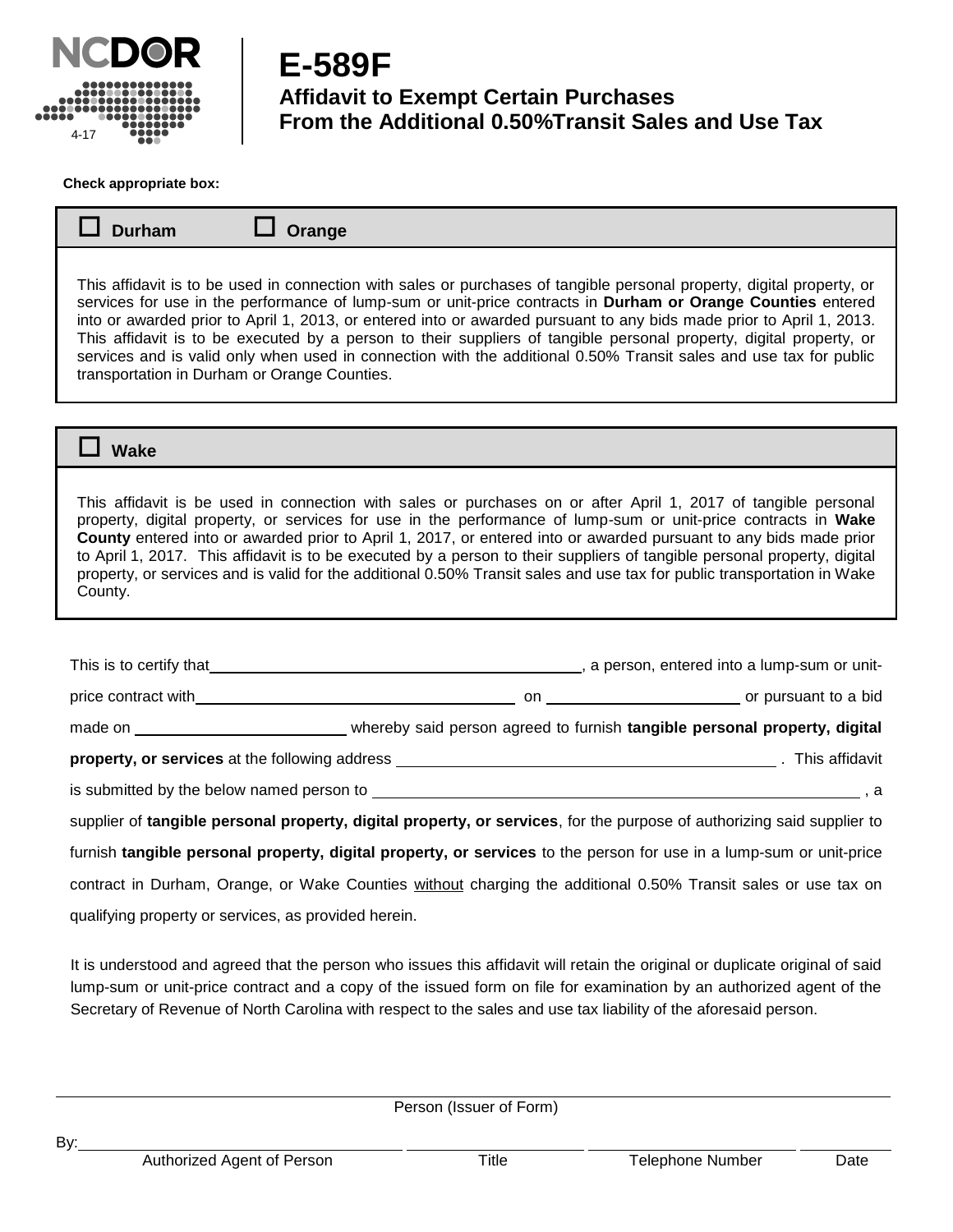NCDOR

4-17

# E-589F

## Affidavit to Exempt Certain Purchases From the Additional 0.50%Transit Sales and Use Tax

**Check appropriate box:**

☐ **Durham** ☐ **Orange**

This affidavit is to be used in connection with sales or purchases of tangible personal property, digital property, or services for use in the performance of lump-sum or unit-price contracts in **Durham or Orange Counties** entered into or awarded prior to April 1, 2013, or entered into or awarded pursuant to any bids made prior to April 1, 2013. This affidavit is to be executed by a person to their suppliers of tangible personal property, digital property, or services and is valid only when used in connection with the additional 0.50% Transit sales and use tax for public transportation in Durham or Orange Counties.

☐ **Wake**

This affidavit is be used in connection with sales or purchases on or after April 1, 2017 of tangible personal property, digital property, or services for use in the performance of lump-sum or unit-price contracts in **Wake County** entered into or awarded prior to April 1, 2017, or entered into or awarded pursuant to any bids made prior to April 1, 2017. This affidavit is to be executed by a person to their suppliers of tangible personal property, digital property, or services and is valid for the additional 0.50% Transit sales and use tax for public transportation in Wake County.

This is to certify that ______________________________, a person, entered into a lump-sum or unit-price contract with ______________________________ on ____________________ or pursuant to a bid made on ____________________ whereby said person agreed to furnish **tangible personal property, digital property, or services** at the following address ______________________________. This affidavit is submitted by the below named person to ______________________________, a supplier of **tangible personal property, digital property, or services**, for the purpose of authorizing said supplier to furnish **tangible personal property, digital property, or services** to the person for use in a lump-sum or unit-price contract in Durham, Orange, or Wake Counties without charging the additional 0.50% Transit sales or use tax on qualifying property or services, as provided herein.

It is understood and agreed that the person who issues this affidavit will retain the original or duplicate original of said lump-sum or unit-price contract and a copy of the issued form on file for examination by an authorized agent of the Secretary of Revenue of North Carolina with respect to the sales and use tax liability of the aforesaid person.

______________________________
Person (Issuer of Form)

By: ______________________________ ____________________ ____________________ __________
Authorized Agent of Person | Title | Telephone Number | Date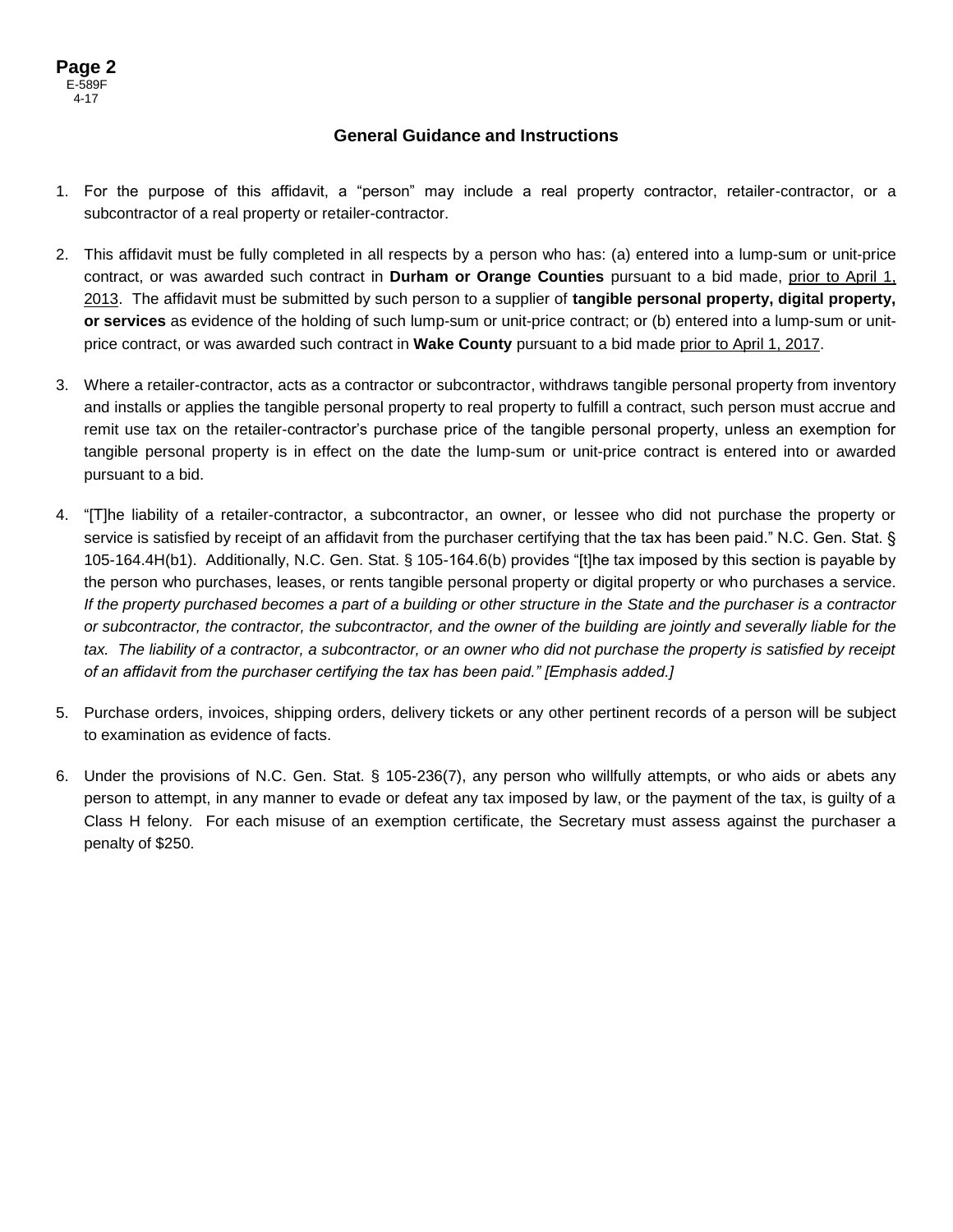## General Guidance and Instructions

1. For the purpose of this affidavit, a "person" may include a real property contractor, retailer-contractor, or a subcontractor of a real property or retailer-contractor.

2. This affidavit must be fully completed in all respects by a person who has: (a) entered into a lump-sum or unit-price contract, or was awarded such contract in **Durham or Orange Counties** pursuant to a bid made, prior to April 1, 2013. The affidavit must be submitted by such person to a supplier of **tangible personal property, digital property, or services** as evidence of the holding of such lump-sum or unit-price contract; or (b) entered into a lump-sum or unit-price contract, or was awarded such contract in **Wake County** pursuant to a bid made prior to April 1, 2017.

3. Where a retailer-contractor, acts as a contractor or subcontractor, withdraws tangible personal property from inventory and installs or applies the tangible personal property to real property to fulfill a contract, such person must accrue and remit use tax on the retailer-contractor's purchase price of the tangible personal property, unless an exemption for tangible personal property is in effect on the date the lump-sum or unit-price contract is entered into or awarded pursuant to a bid.

4. "[T]he liability of a retailer-contractor, a subcontractor, an owner, or lessee who did not purchase the property or service is satisfied by receipt of an affidavit from the purchaser certifying that the tax has been paid." N.C. Gen. Stat. § 105-164.4H(b1). Additionally, N.C. Gen. Stat. § 105-164.6(b) provides "[t]he tax imposed by this section is payable by the person who purchases, leases, or rents tangible personal property or digital property or who purchases a service. *If the property purchased becomes a part of a building or other structure in the State and the purchaser is a contractor or subcontractor, the contractor, the subcontractor, and the owner of the building are jointly and severally liable for the tax. The liability of a contractor, a subcontractor, or an owner who did not purchase the property is satisfied by receipt of an affidavit from the purchaser certifying the tax has been paid." [Emphasis added.]*

5. Purchase orders, invoices, shipping orders, delivery tickets or any other pertinent records of a person will be subject to examination as evidence of facts.

6. Under the provisions of N.C. Gen. Stat. § 105-236(7), any person who willfully attempts, or who aids or abets any person to attempt, in any manner to evade or defeat any tax imposed by law, or the payment of the tax, is guilty of a Class H felony. For each misuse of an exemption certificate, the Secretary must assess against the purchaser a penalty of $250.